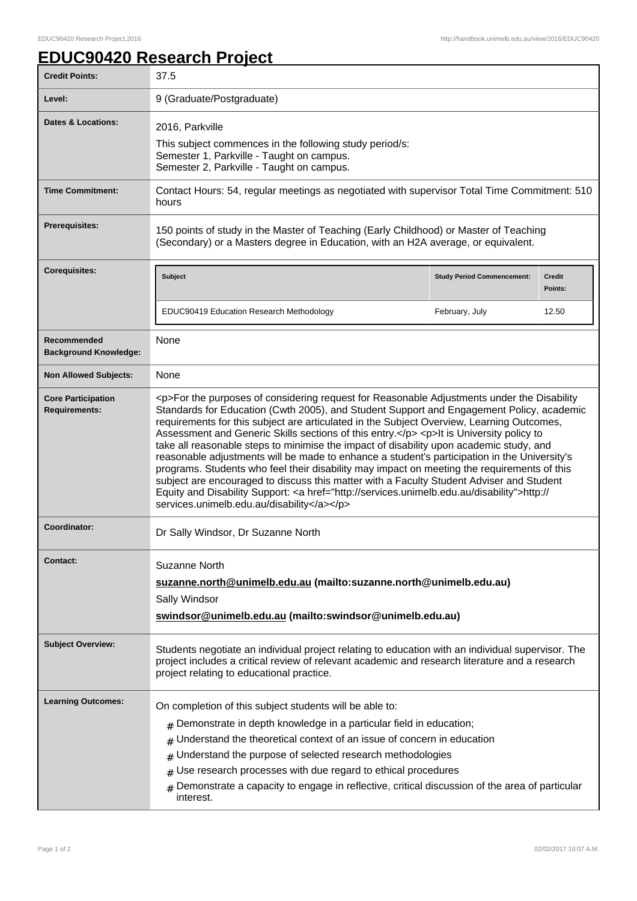# EDUC90420 Research Project

| | |
|---|---|
| **Credit Points:** | 37.5 |
| **Level:** | 9 (Graduate/Postgraduate) |
| **Dates & Locations:** | 2016, Parkville<br>This subject commences in the following study period/s:<br>Semester 1, Parkville - Taught on campus.<br>Semester 2, Parkville - Taught on campus. |
| **Time Commitment:** | Contact Hours: 54, regular meetings as negotiated with supervisor Total Time Commitment: 510 hours |
| **Prerequisites:** | 150 points of study in the Master of Teaching (Early Childhood) or Master of Teaching (Secondary) or a Masters degree in Education, with an H2A average, or equivalent. |
| **Corequisites:** | **Subject:** EDUC90419 Education Research Methodology; **Study Period Commencement:** February, July; **Credit Points:** 12.50 |
| **Recommended Background Knowledge:** | None |
| **Non Allowed Subjects:** | None |
| **Core Participation Requirements:** | <p>For the purposes of considering request for Reasonable Adjustments under the Disability Standards for Education (Cwth 2005), and Student Support and Engagement Policy, academic requirements for this subject are articulated in the Subject Overview, Learning Outcomes, Assessment and Generic Skills sections of this entry.</p> <p>It is University policy to take all reasonable steps to minimise the impact of disability upon academic study, and reasonable adjustments will be made to enhance a student's participation in the University's programs. Students who feel their disability may impact on meeting the requirements of this subject are encouraged to discuss this matter with a Faculty Student Adviser and Student Equity and Disability Support: <a href="http://services.unimelb.edu.au/disability">http://services.unimelb.edu.au/disability</a></p> |
| **Coordinator:** | Dr Sally Windsor, Dr Suzanne North |
| **Contact:** | Suzanne North<br>**suzanne.north@unimelb.edu.au (mailto:suzanne.north@unimelb.edu.au)**<br>Sally Windsor<br>**swindsor@unimelb.edu.au (mailto:swindsor@unimelb.edu.au)** |
| **Subject Overview:** | Students negotiate an individual project relating to education with an individual supervisor. The project includes a critical review of relevant academic and research literature and a research project relating to educational practice. |
| **Learning Outcomes:** | On completion of this subject students will be able to:<br># Demonstrate in depth knowledge in a particular field in education;<br># Understand the theoretical context of an issue of concern in education<br># Understand the purpose of selected research methodologies<br># Use research processes with due regard to ethical procedures<br># Demonstrate a capacity to engage in reflective, critical discussion of the area of particular interest. |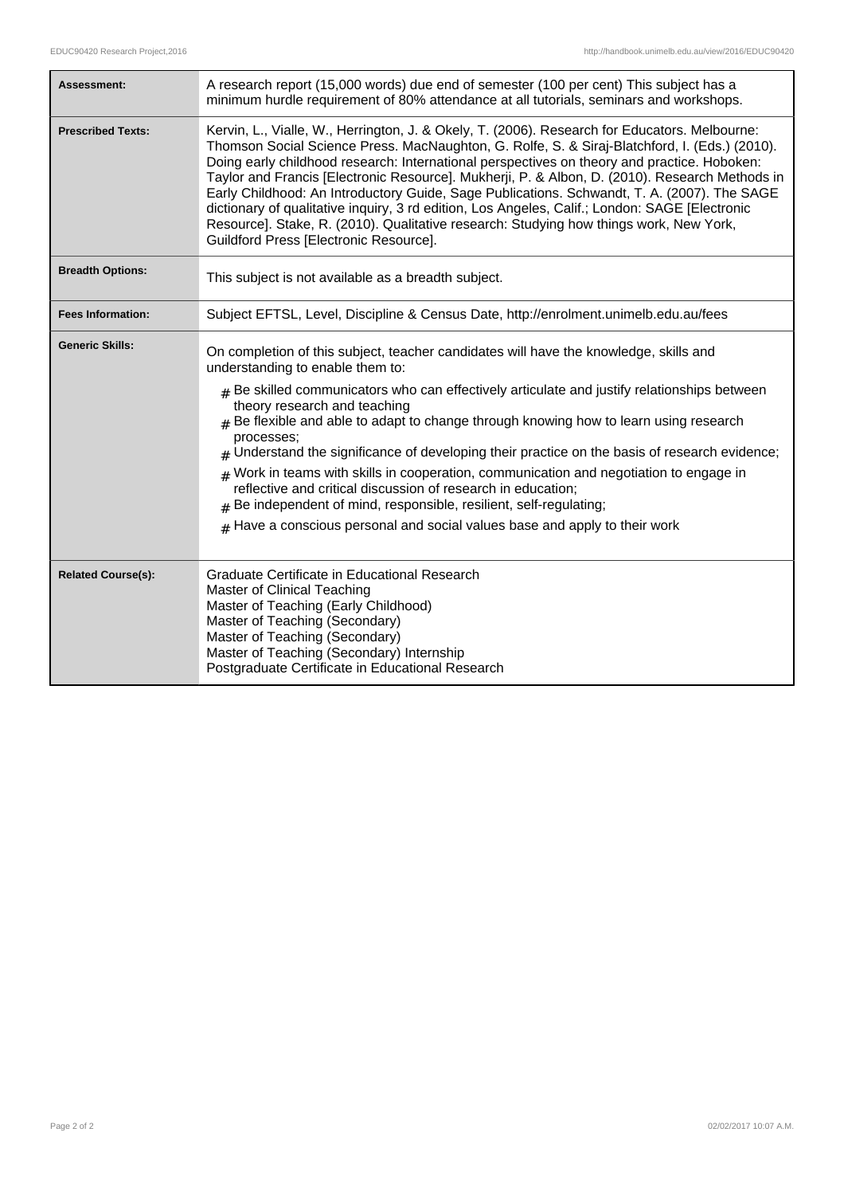| | |
|---|---|
| **Assessment:** | A research report (15,000 words) due end of semester (100 per cent) This subject has a minimum hurdle requirement of 80% attendance at all tutorials, seminars and workshops. |
| **Prescribed Texts:** | Kervin, L., Vialle, W., Herrington, J. & Okely, T. (2006). Research for Educators. Melbourne: Thomson Social Science Press. MacNaughton, G. Rolfe, S. & Siraj-Blatchford, I. (Eds.) (2010). Doing early childhood research: International perspectives on theory and practice. Hoboken: Taylor and Francis [Electronic Resource]. Mukherji, P. & Albon, D. (2010). Research Methods in Early Childhood: An Introductory Guide, Sage Publications. Schwandt, T. A. (2007). The SAGE dictionary of qualitative inquiry, 3 rd edition, Los Angeles, Calif.; London: SAGE [Electronic Resource]. Stake, R. (2010). Qualitative research: Studying how things work, New York, Guildford Press [Electronic Resource]. |
| **Breadth Options:** | This subject is not available as a breadth subject. |
| **Fees Information:** | Subject EFTSL, Level, Discipline & Census Date, http://enrolment.unimelb.edu.au/fees |
| **Generic Skills:** | On completion of this subject, teacher candidates will have the knowledge, skills and understanding to enable them to: <br># Be skilled communicators who can effectively articulate and justify relationships between theory research and teaching <br># Be flexible and able to adapt to change through knowing how to learn using research processes; <br># Understand the significance of developing their practice on the basis of research evidence; <br># Work in teams with skills in cooperation, communication and negotiation to engage in reflective and critical discussion of research in education; <br># Be independent of mind, responsible, resilient, self-regulating; <br># Have a conscious personal and social values base and apply to their work |
| **Related Course(s):** | Graduate Certificate in Educational Research <br>Master of Clinical Teaching <br>Master of Teaching (Early Childhood) <br>Master of Teaching (Secondary) <br>Master of Teaching (Secondary) <br>Master of Teaching (Secondary) Internship <br>Postgraduate Certificate in Educational Research |